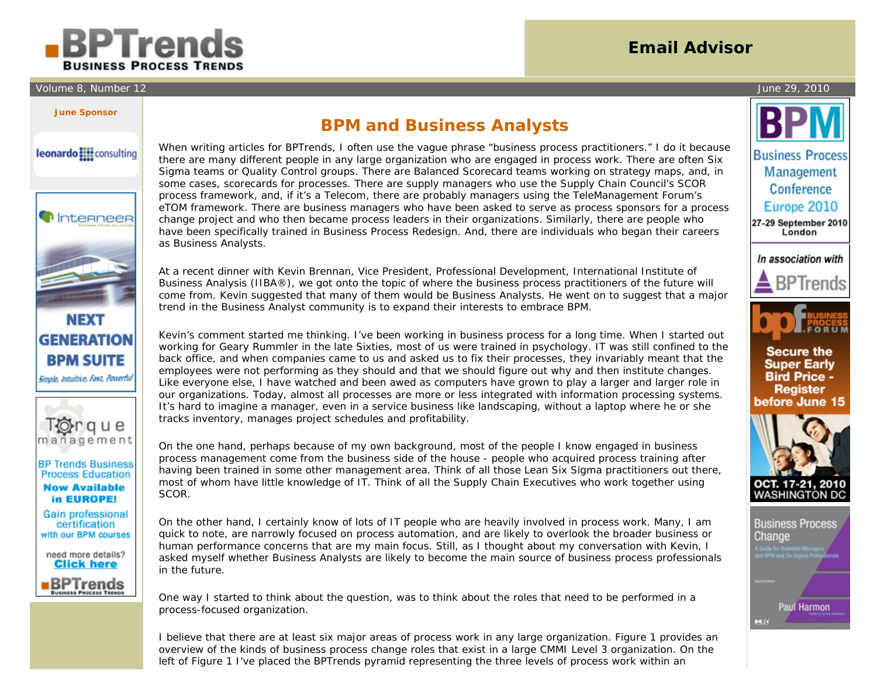# BPM and Business Analysts

When writing articles for BPTrends, I often use the vague phrase "business process practitioners." I do it because there are many different people in any large organization who are engaged in process work. There are often Six Sigma teams or Quality Control groups. There are Balanced Scorecard teams working on strategy maps, and, in some cases, scorecards for processes. There are supply managers who use the Supply Chain Council's SCOR process framework, and, if it's a Telecom, there are probably managers using the TeleManagement Forum's eTOM framework. There are business managers who have been asked to serve as process sponsors for a process change project and who then became process leaders in their organizations. Similarly, there are people who have been specifically trained in Business Process Redesign. And, there are individuals who began their careers as Business Analysts.

At a recent dinner with Kevin Brennan, Vice President, Professional Development, International Institute of Business Analysis (IIBA®), we got onto the topic of where the business process practitioners of the future will come from. Kevin suggested that many of them would be Business Analysts. He went on to suggest that a major trend in the Business Analyst community is to expand their interests to embrace BPM.

Kevin's comment started me thinking. I've been working in business process for a long time. When I started out working for Geary Rummler in the late Sixties, most of us were trained in psychology. IT was still confined to the back office, and when companies came to us and asked us to fix their processes, they invariably meant that the employees were not performing as they should and that we should figure out why and then institute changes. Like everyone else, I have watched and been awed as computers have grown to play a larger and larger role in our organizations. Today, almost all processes are more or less integrated with information processing systems. It's hard to imagine a manager, even in a service business like landscaping, without a laptop where he or she tracks inventory, manages project schedules and profitability.

On the one hand, perhaps because of my own background, most of the people I know engaged in business process management come from the business side of the house - people who acquired process training after having been trained in some other management area. Think of all those Lean Six Sigma practitioners out there, most of whom have little knowledge of IT. Think of all the Supply Chain Executives who work together using SCOR.

On the other hand, I certainly know of lots of IT people who are heavily involved in process work. Many, I am quick to note, are narrowly focused on process automation, and are likely to overlook the broader business or human performance concerns that are my main focus. Still, as I thought about my conversation with Kevin, I asked myself whether Business Analysts are likely to become the main source of business process professionals in the future.

One way I started to think about the question, was to think about the roles that need to be performed in a process-focused organization.

I believe that there are at least six major areas of process work in any large organization. Figure 1 provides an overview of the kinds of business process change roles that exist in a large CMMI Level 3 organization. On the left of Figure 1 I've placed the BPTrends pyramid representing the three levels of process work within an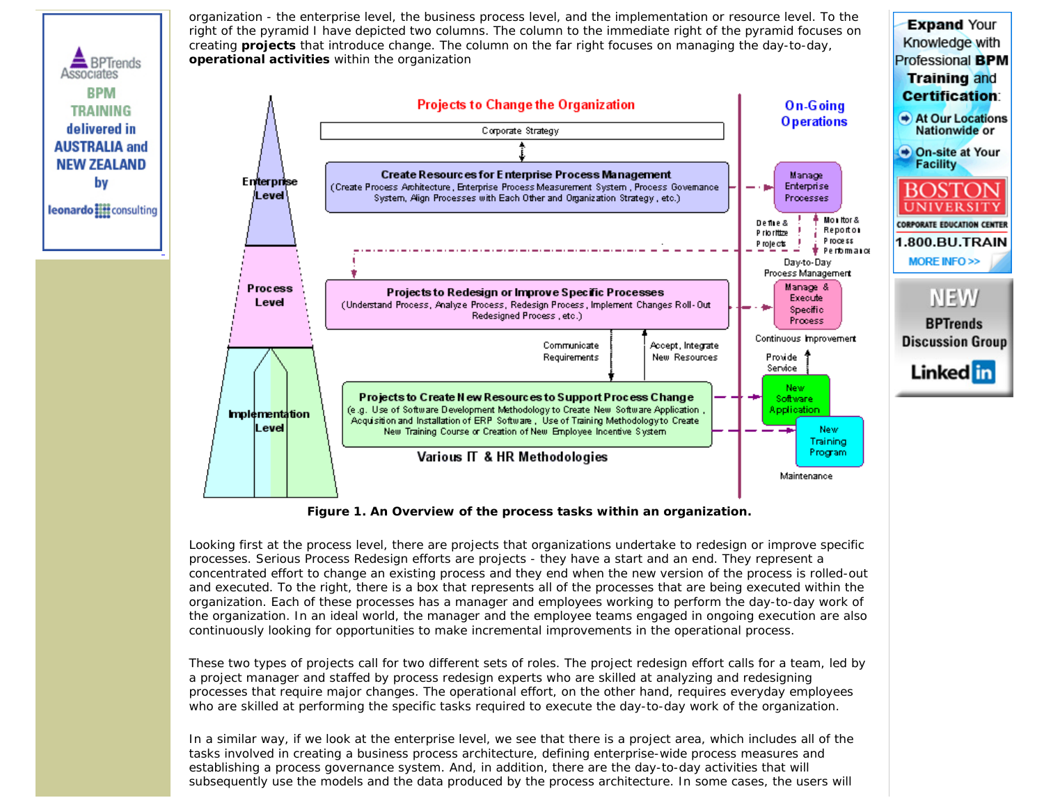organization - the enterprise level, the business process level, and the implementation or resource level. To the right of the pyramid I have depicted two columns. The column to the immediate right of the pyramid focuses on creating **projects** that introduce change. The column on the far right focuses on managing the day-to-day, **operational activities** within the organization

Figure 1. An Overview of the process tasks within an organization.

Looking first at the process level, there are projects that organizations undertake to redesign or improve specific processes. Serious Process Redesign efforts are projects - they have a start and an end. They represent a concentrated effort to change an existing process and they end when the new version of the process is rolled-out and executed. To the right, there is a box that represents all of the processes that are being executed within the organization. Each of these processes has a manager and employees working to perform the day-to-day work of the organization. In an ideal world, the manager and the employee teams engaged in ongoing execution are also continuously looking for opportunities to make incremental improvements in the operational process.

These two types of projects call for two different sets of roles. The project redesign effort calls for a team, led by a project manager and staffed by process redesign experts who are skilled at analyzing and redesigning processes that require major changes. The operational effort, on the other hand, requires everyday employees who are skilled at performing the specific tasks required to execute the day-to-day work of the organization.

In a similar way, if we look at the enterprise level, we see that there is a project area, which includes all of the tasks involved in creating a business process architecture, defining enterprise-wide process measures and establishing a process governance system. And, in addition, there are the day-to-day activities that will subsequently use the models and the data produced by the process architecture. In some cases, the users will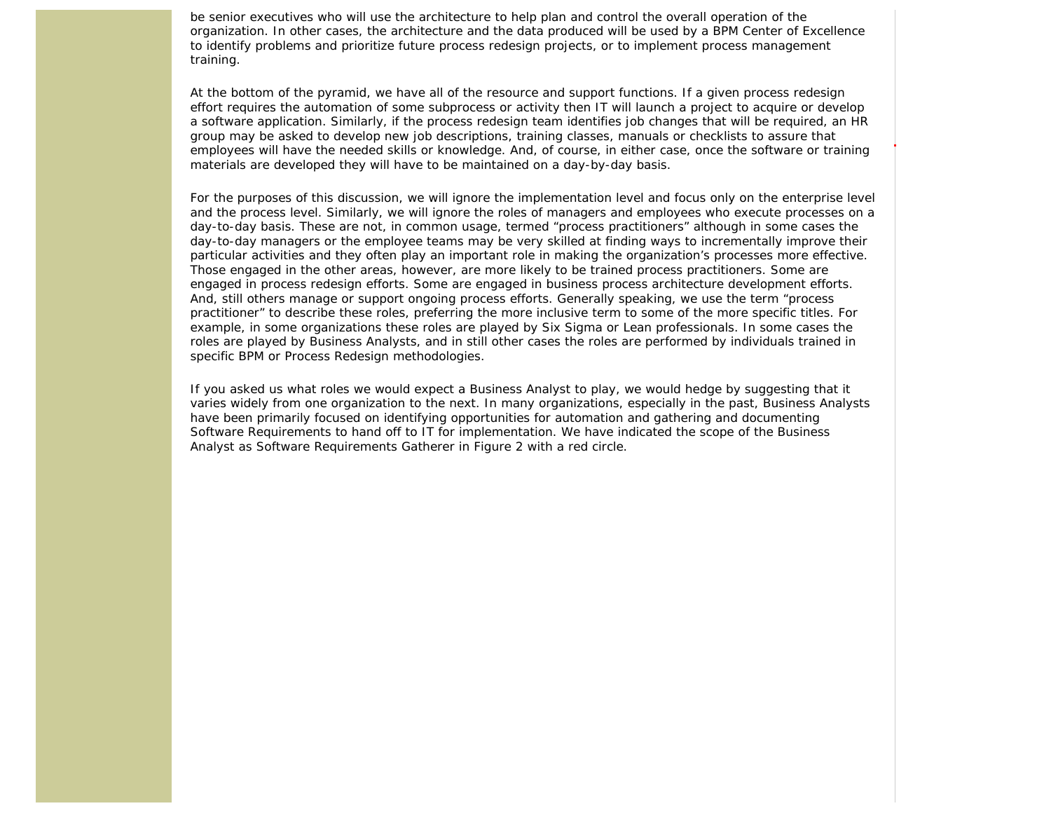be senior executives who will use the architecture to help plan and control the overall operation of the organization. In other cases, the architecture and the data produced will be used by a BPM Center of Excellence to identify problems and prioritize future process redesign projects, or to implement process management training.

At the bottom of the pyramid, we have all of the resource and support functions. If a given process redesign effort requires the automation of some subprocess or activity then IT will launch a project to acquire or develop a software application. Similarly, if the process redesign team identifies job changes that will be required, an HR group may be asked to develop new job descriptions, training classes, manuals or checklists to assure that employees will have the needed skills or knowledge. And, of course, in either case, once the software or training materials are developed they will have to be maintained on a day-by-day basis.

For the purposes of this discussion, we will ignore the implementation level and focus only on the enterprise level and the process level. Similarly, we will ignore the roles of managers and employees who execute processes on a day-to-day basis. These are not, in common usage, termed “process practitioners” although in some cases the day-to-day managers or the employee teams may be very skilled at finding ways to incrementally improve their particular activities and they often play an important role in making the organization’s processes more effective. Those engaged in the other areas, however, are more likely to be trained process practitioners. Some are engaged in process redesign efforts. Some are engaged in business process architecture development efforts. And, still others manage or support ongoing process efforts. Generally speaking, we use the term “process practitioner” to describe these roles, preferring the more inclusive term to some of the more specific titles. For example, in some organizations these roles are played by Six Sigma or Lean professionals. In some cases the roles are played by Business Analysts, and in still other cases the roles are performed by individuals trained in specific BPM or Process Redesign methodologies.

If you asked us what roles we would expect a Business Analyst to play, we would hedge by suggesting that it varies widely from one organization to the next. In many organizations, especially in the past, Business Analysts have been primarily focused on identifying opportunities for automation and gathering and documenting Software Requirements to hand off to IT for implementation. We have indicated the scope of the Business Analyst as Software Requirements Gatherer in Figure 2 with a red circle.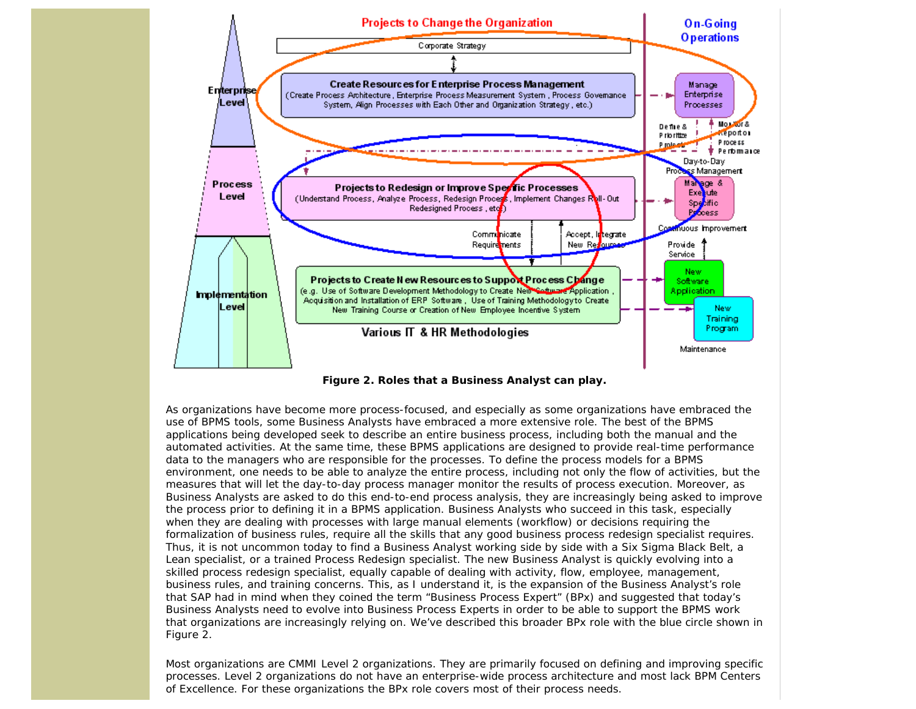**Figure 2. Roles that a Business Analyst can play.**

As organizations have become more process-focused, and especially as some organizations have embraced the use of BPMS tools, some Business Analysts have embraced a more extensive role. The best of the BPMS applications being developed seek to describe an entire business process, including both the manual and the automated activities. At the same time, these BPMS applications are designed to provide real-time performance data to the managers who are responsible for the processes. To define the process models for a BPMS environment, one needs to be able to analyze the entire process, including not only the flow of activities, but the measures that will let the day-to-day process manager monitor the results of process execution. Moreover, as Business Analysts are asked to do this end-to-end process analysis, they are increasingly being asked to improve the process prior to defining it in a BPMS application. Business Analysts who succeed in this task, especially when they are dealing with processes with large manual elements (workflow) or decisions requiring the formalization of business rules, require all the skills that any good business process redesign specialist requires. Thus, it is not uncommon today to find a Business Analyst working side by side with a Six Sigma Black Belt, a Lean specialist, or a trained Process Redesign specialist. The new Business Analyst is quickly evolving into a skilled process redesign specialist, equally capable of dealing with activity, flow, employee, management, business rules, and training concerns. This, as I understand it, is the expansion of the Business Analyst's role that SAP had in mind when they coined the term "Business Process Expert" (BPx) and suggested that today's Business Analysts need to evolve into Business Process Experts in order to be able to support the BPMS work that organizations are increasingly relying on. We've described this broader BPx role with the blue circle shown in Figure 2.

Most organizations are CMMI Level 2 organizations. They are primarily focused on defining and improving specific processes. Level 2 organizations do not have an enterprise-wide process architecture and most lack BPM Centers of Excellence. For these organizations the BPx role covers most of their process needs.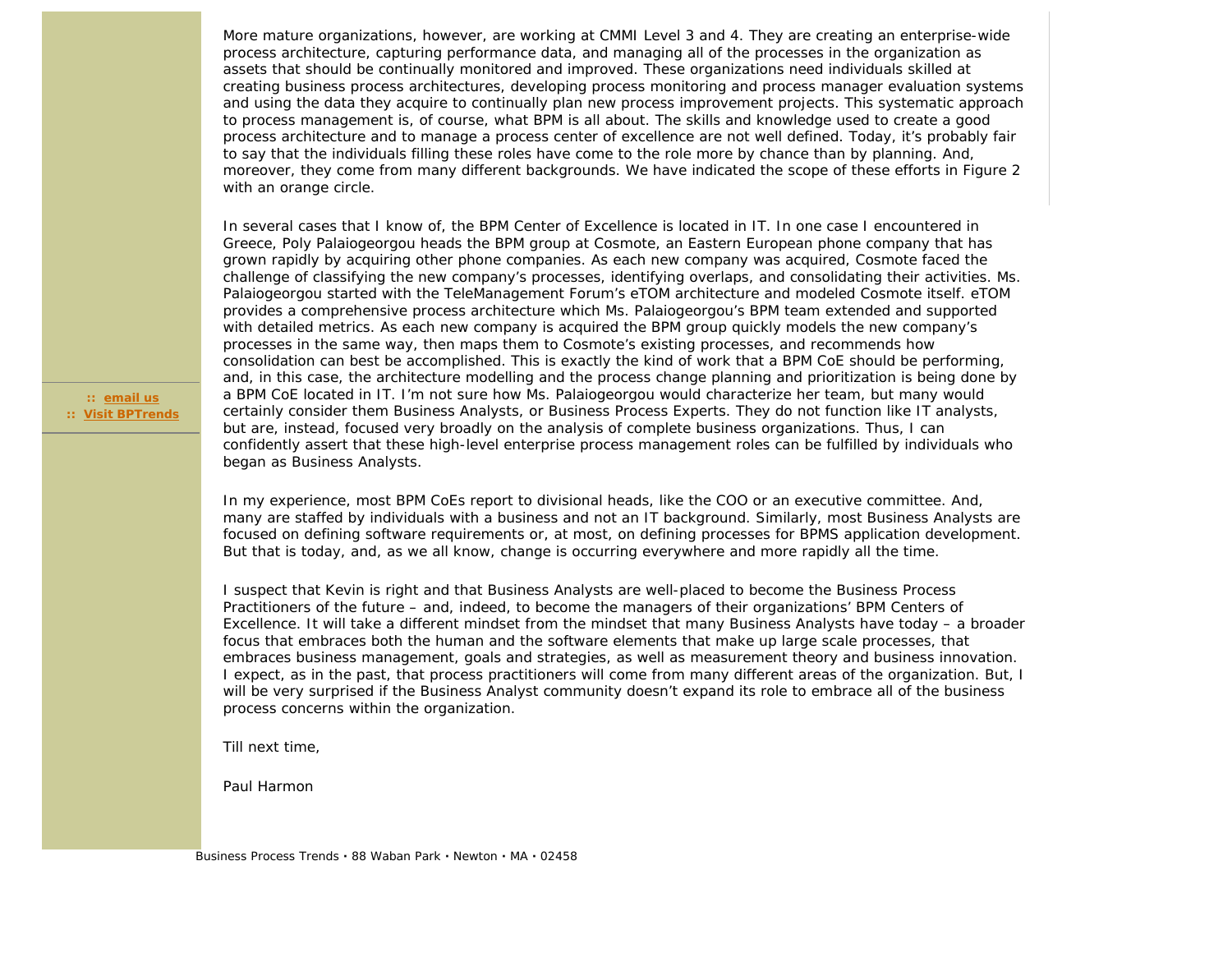More mature organizations, however, are working at CMMI Level 3 and 4. They are creating an enterprise-wide process architecture, capturing performance data, and managing all of the processes in the organization as assets that should be continually monitored and improved. These organizations need individuals skilled at creating business process architectures, developing process monitoring and process manager evaluation systems and using the data they acquire to continually plan new process improvement projects. This systematic approach to process management is, of course, what BPM is all about. The skills and knowledge used to create a good process architecture and to manage a process center of excellence are not well defined. Today, it's probably fair to say that the individuals filling these roles have come to the role more by chance than by planning. And, moreover, they come from many different backgrounds. We have indicated the scope of these efforts in Figure 2 with an orange circle.

In several cases that I know of, the BPM Center of Excellence is located in IT. In one case I encountered in Greece, Poly Palaiogeorgou heads the BPM group at Cosmote, an Eastern European phone company that has grown rapidly by acquiring other phone companies. As each new company was acquired, Cosmote faced the challenge of classifying the new company's processes, identifying overlaps, and consolidating their activities. Ms. Palaiogeorgou started with the TeleManagement Forum's eTOM architecture and modeled Cosmote itself. eTOM provides a comprehensive process architecture which Ms. Palaiogeorgou's BPM team extended and supported with detailed metrics. As each new company is acquired the BPM group quickly models the new company's processes in the same way, then maps them to Cosmote's existing processes, and recommends how consolidation can best be accomplished. This is exactly the kind of work that a BPM CoE should be performing, and, in this case, the architecture modelling and the process change planning and prioritization is being done by a BPM CoE located in IT. I'm not sure how Ms. Palaiogeorgou would characterize her team, but many would certainly consider them Business Analysts, or Business Process Experts. They do not function like IT analysts, but are, instead, focused very broadly on the analysis of complete business organizations. Thus, I can confidently assert that these high-level enterprise process management roles can be fulfilled by individuals who began as Business Analysts.

In my experience, most BPM CoEs report to divisional heads, like the COO or an executive committee. And, many are staffed by individuals with a business and not an IT background. Similarly, most Business Analysts are focused on defining software requirements or, at most, on defining processes for BPMS application development. But that is today, and, as we all know, change is occurring everywhere and more rapidly all the time.

I suspect that Kevin is right and that Business Analysts are well-placed to become the Business Process Practitioners of the future – and, indeed, to become the managers of their organizations' BPM Centers of Excellence. It will take a different mindset from the mindset that many Business Analysts have today – a broader focus that embraces both the human and the software elements that make up large scale processes, that embraces business management, goals and strategies, as well as measurement theory and business innovation. I expect, as in the past, that process practitioners will come from many different areas of the organization. But, I will be very surprised if the Business Analyst community doesn't expand its role to embrace all of the business process concerns within the organization.

Till next time,

Paul Harmon

:: email us
:: Visit BPTrends

Business Process Trends • 88 Waban Park • Newton • MA • 02458